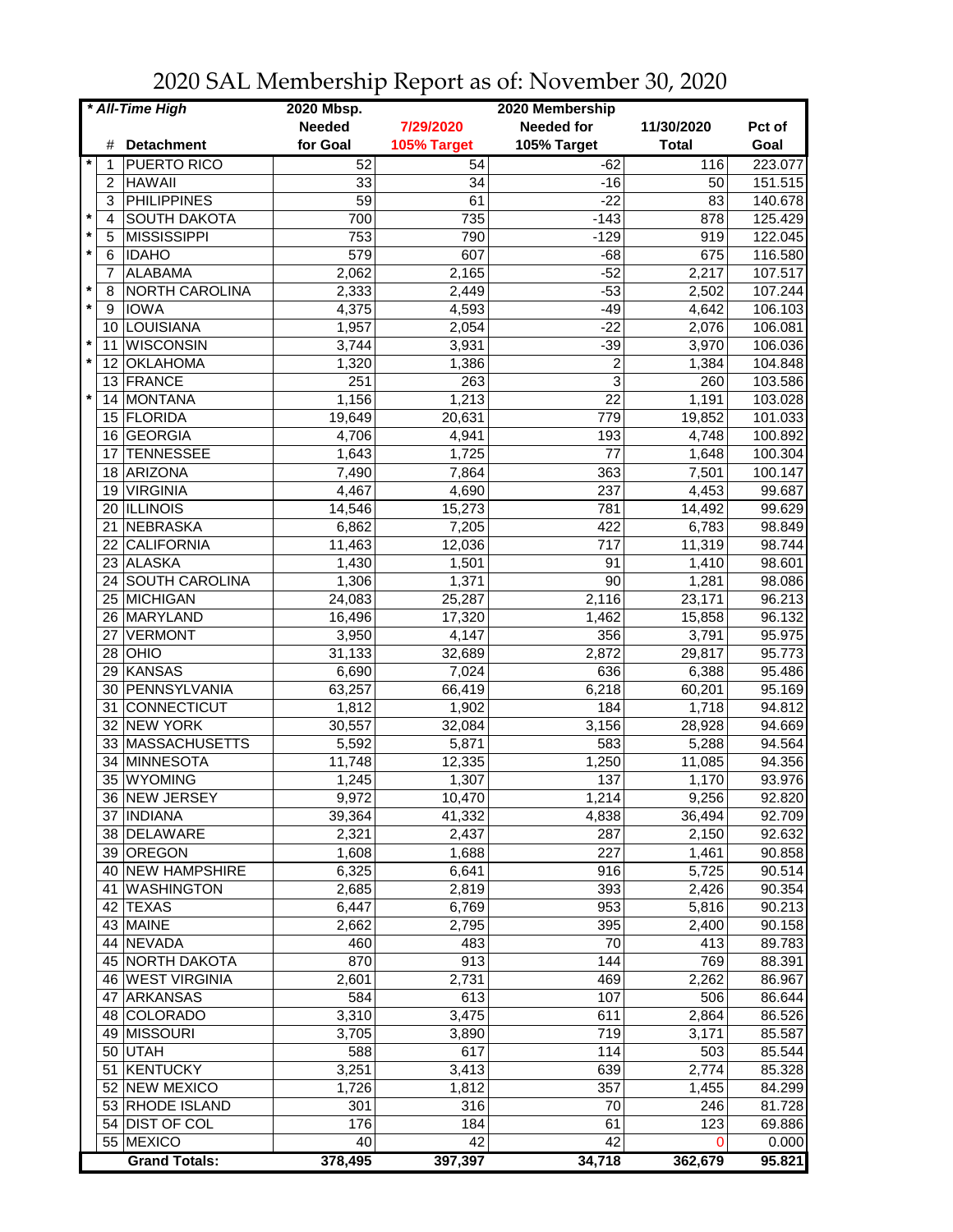# 2020 SAL Membership Report as of: November 30, 2020

| * All-Time High | | | 2020 Mbsp. | | 2020 Membership | | |
|---|---|---|---|---|---|---|---|
| | # | Detachment | Needed for Goal | 7/29/2020 105% Target | Needed for 105% Target | 11/30/2020 Total | Pct of Goal |
| * | 1 | PUERTO RICO | 52 | 54 | -62 | 116 | 223.077 |
| | 2 | HAWAII | 33 | 34 | -16 | 50 | 151.515 |
| | 3 | PHILIPPINES | 59 | 61 | -22 | 83 | 140.678 |
| * | 4 | SOUTH DAKOTA | 700 | 735 | -143 | 878 | 125.429 |
| * | 5 | MISSISSIPPI | 753 | 790 | -129 | 919 | 122.045 |
| * | 6 | IDAHO | 579 | 607 | -68 | 675 | 116.580 |
| | 7 | ALABAMA | 2,062 | 2,165 | -52 | 2,217 | 107.517 |
| * | 8 | NORTH CAROLINA | 2,333 | 2,449 | -53 | 2,502 | 107.244 |
| * | 9 | IOWA | 4,375 | 4,593 | -49 | 4,642 | 106.103 |
| | 10 | LOUISIANA | 1,957 | 2,054 | -22 | 2,076 | 106.081 |
| * | 11 | WISCONSIN | 3,744 | 3,931 | -39 | 3,970 | 106.036 |
| * | 12 | OKLAHOMA | 1,320 | 1,386 | 2 | 1,384 | 104.848 |
| | 13 | FRANCE | 251 | 263 | 3 | 260 | 103.586 |
| * | 14 | MONTANA | 1,156 | 1,213 | 22 | 1,191 | 103.028 |
| | 15 | FLORIDA | 19,649 | 20,631 | 779 | 19,852 | 101.033 |
| | 16 | GEORGIA | 4,706 | 4,941 | 193 | 4,748 | 100.892 |
| | 17 | TENNESSEE | 1,643 | 1,725 | 77 | 1,648 | 100.304 |
| | 18 | ARIZONA | 7,490 | 7,864 | 363 | 7,501 | 100.147 |
| | 19 | VIRGINIA | 4,467 | 4,690 | 237 | 4,453 | 99.687 |
| | 20 | ILLINOIS | 14,546 | 15,273 | 781 | 14,492 | 99.629 |
| | 21 | NEBRASKA | 6,862 | 7,205 | 422 | 6,783 | 98.849 |
| | 22 | CALIFORNIA | 11,463 | 12,036 | 717 | 11,319 | 98.744 |
| | 23 | ALASKA | 1,430 | 1,501 | 91 | 1,410 | 98.601 |
| | 24 | SOUTH CAROLINA | 1,306 | 1,371 | 90 | 1,281 | 98.086 |
| | 25 | MICHIGAN | 24,083 | 25,287 | 2,116 | 23,171 | 96.213 |
| | 26 | MARYLAND | 16,496 | 17,320 | 1,462 | 15,858 | 96.132 |
| | 27 | VERMONT | 3,950 | 4,147 | 356 | 3,791 | 95.975 |
| | 28 | OHIO | 31,133 | 32,689 | 2,872 | 29,817 | 95.773 |
| | 29 | KANSAS | 6,690 | 7,024 | 636 | 6,388 | 95.486 |
| | 30 | PENNSYLVANIA | 63,257 | 66,419 | 6,218 | 60,201 | 95.169 |
| | 31 | CONNECTICUT | 1,812 | 1,902 | 184 | 1,718 | 94.812 |
| | 32 | NEW YORK | 30,557 | 32,084 | 3,156 | 28,928 | 94.669 |
| | 33 | MASSACHUSETTS | 5,592 | 5,871 | 583 | 5,288 | 94.564 |
| | 34 | MINNESOTA | 11,748 | 12,335 | 1,250 | 11,085 | 94.356 |
| | 35 | WYOMING | 1,245 | 1,307 | 137 | 1,170 | 93.976 |
| | 36 | NEW JERSEY | 9,972 | 10,470 | 1,214 | 9,256 | 92.820 |
| | 37 | INDIANA | 39,364 | 41,332 | 4,838 | 36,494 | 92.709 |
| | 38 | DELAWARE | 2,321 | 2,437 | 287 | 2,150 | 92.632 |
| | 39 | OREGON | 1,608 | 1,688 | 227 | 1,461 | 90.858 |
| | 40 | NEW HAMPSHIRE | 6,325 | 6,641 | 916 | 5,725 | 90.514 |
| | 41 | WASHINGTON | 2,685 | 2,819 | 393 | 2,426 | 90.354 |
| | 42 | TEXAS | 6,447 | 6,769 | 953 | 5,816 | 90.213 |
| | 43 | MAINE | 2,662 | 2,795 | 395 | 2,400 | 90.158 |
| | 44 | NEVADA | 460 | 483 | 70 | 413 | 89.783 |
| | 45 | NORTH DAKOTA | 870 | 913 | 144 | 769 | 88.391 |
| | 46 | WEST VIRGINIA | 2,601 | 2,731 | 469 | 2,262 | 86.967 |
| | 47 | ARKANSAS | 584 | 613 | 107 | 506 | 86.644 |
| | 48 | COLORADO | 3,310 | 3,475 | 611 | 2,864 | 86.526 |
| | 49 | MISSOURI | 3,705 | 3,890 | 719 | 3,171 | 85.587 |
| | 50 | UTAH | 588 | 617 | 114 | 503 | 85.544 |
| | 51 | KENTUCKY | 3,251 | 3,413 | 639 | 2,774 | 85.328 |
| | 52 | NEW MEXICO | 1,726 | 1,812 | 357 | 1,455 | 84.299 |
| | 53 | RHODE ISLAND | 301 | 316 | 70 | 246 | 81.728 |
| | 54 | DIST OF COL | 176 | 184 | 61 | 123 | 69.886 |
| | 55 | MEXICO | 40 | 42 | 42 | 0 | 0.000 |
| | | **Grand Totals:** | **378,495** | **397,397** | **34,718** | **362,679** | **95.821** |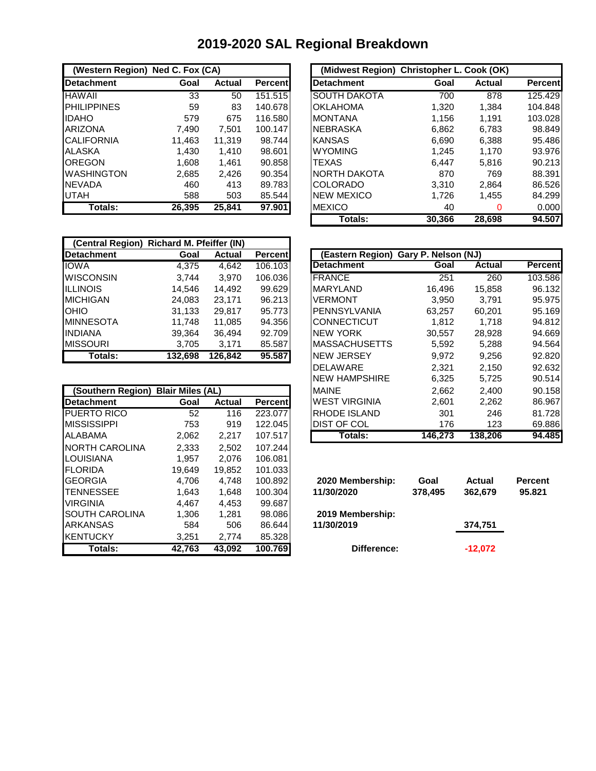# 2019-2020 SAL Regional Breakdown

| (Western Region) Ned C. Fox (CA) | | | |
|---|---|---|---|
| **Detachment** | **Goal** | **Actual** | **Percent** |
| HAWAII | 33 | 50 | 151.515 |
| PHILIPPINES | 59 | 83 | 140.678 |
| IDAHO | 579 | 675 | 116.580 |
| ARIZONA | 7,490 | 7,501 | 100.147 |
| CALIFORNIA | 11,463 | 11,319 | 98.744 |
| ALASKA | 1,430 | 1,410 | 98.601 |
| OREGON | 1,608 | 1,461 | 90.858 |
| WASHINGTON | 2,685 | 2,426 | 90.354 |
| NEVADA | 460 | 413 | 89.783 |
| UTAH | 588 | 503 | 85.544 |
| **Totals:** | **26,395** | **25,841** | **97.901** |

| (Midwest Region) Christopher L. Cook (OK) | | | |
|---|---|---|---|
| **Detachment** | **Goal** | **Actual** | **Percent** |
| SOUTH DAKOTA | 700 | 878 | 125.429 |
| OKLAHOMA | 1,320 | 1,384 | 104.848 |
| MONTANA | 1,156 | 1,191 | 103.028 |
| NEBRASKA | 6,862 | 6,783 | 98.849 |
| KANSAS | 6,690 | 6,388 | 95.486 |
| WYOMING | 1,245 | 1,170 | 93.976 |
| TEXAS | 6,447 | 5,816 | 90.213 |
| NORTH DAKOTA | 870 | 769 | 88.391 |
| COLORADO | 3,310 | 2,864 | 86.526 |
| NEW MEXICO | 1,726 | 1,455 | 84.299 |
| MEXICO | 40 | 0 | 0.000 |
| **Totals:** | **30,366** | **28,698** | **94.507** |

| (Central Region) Richard M. Pfeiffer (IN) | | | |
|---|---|---|---|
| **Detachment** | **Goal** | **Actual** | **Percent** |
| IOWA | 4,375 | 4,642 | 106.103 |
| WISCONSIN | 3,744 | 3,970 | 106.036 |
| ILLINOIS | 14,546 | 14,492 | 99.629 |
| MICHIGAN | 24,083 | 23,171 | 96.213 |
| OHIO | 31,133 | 29,817 | 95.773 |
| MINNESOTA | 11,748 | 11,085 | 94.356 |
| INDIANA | 39,364 | 36,494 | 92.709 |
| MISSOURI | 3,705 | 3,171 | 85.587 |
| **Totals:** | **132,698** | **126,842** | **95.587** |

| (Eastern Region) Gary P. Nelson (NJ) | | | |
|---|---|---|---|
| **Detachment** | **Goal** | **Actual** | **Percent** |
| FRANCE | 251 | 260 | 103.586 |
| MARYLAND | 16,496 | 15,858 | 96.132 |
| VERMONT | 3,950 | 3,791 | 95.975 |
| PENNSYLVANIA | 63,257 | 60,201 | 95.169 |
| CONNECTICUT | 1,812 | 1,718 | 94.812 |
| NEW YORK | 30,557 | 28,928 | 94.669 |
| MASSACHUSETTS | 5,592 | 5,288 | 94.564 |
| NEW JERSEY | 9,972 | 9,256 | 92.820 |
| DELAWARE | 2,321 | 2,150 | 92.632 |
| NEW HAMPSHIRE | 6,325 | 5,725 | 90.514 |
| MAINE | 2,662 | 2,400 | 90.158 |
| WEST VIRGINIA | 2,601 | 2,262 | 86.967 |
| RHODE ISLAND | 301 | 246 | 81.728 |
| DIST OF COL | 176 | 123 | 69.886 |
| **Totals:** | **146,273** | **138,206** | **94.485** |

| (Southern Region) Blair Miles (AL) | | | |
|---|---|---|---|
| **Detachment** | **Goal** | **Actual** | **Percent** |
| PUERTO RICO | 52 | 116 | 223.077 |
| MISSISSIPPI | 753 | 919 | 122.045 |
| ALABAMA | 2,062 | 2,217 | 107.517 |
| NORTH CAROLINA | 2,333 | 2,502 | 107.244 |
| LOUISIANA | 1,957 | 2,076 | 106.081 |
| FLORIDA | 19,649 | 19,852 | 101.033 |
| GEORGIA | 4,706 | 4,748 | 100.892 |
| TENNESSEE | 1,643 | 1,648 | 100.304 |
| VIRGINIA | 4,467 | 4,453 | 99.687 |
| SOUTH CAROLINA | 1,306 | 1,281 | 98.086 |
| ARKANSAS | 584 | 506 | 86.644 |
| KENTUCKY | 3,251 | 2,774 | 85.328 |
| **Totals:** | **42,763** | **43,092** | **100.769** |

| | Goal | Actual | Percent |
|---|---|---|---|
| **2020 Membership:** 11/30/2020 | **378,495** | **362,679** | **95.821** |
| **2019 Membership:** 11/30/2019 | | **374,751** | |
| **Difference:** | | **-12,072** | |